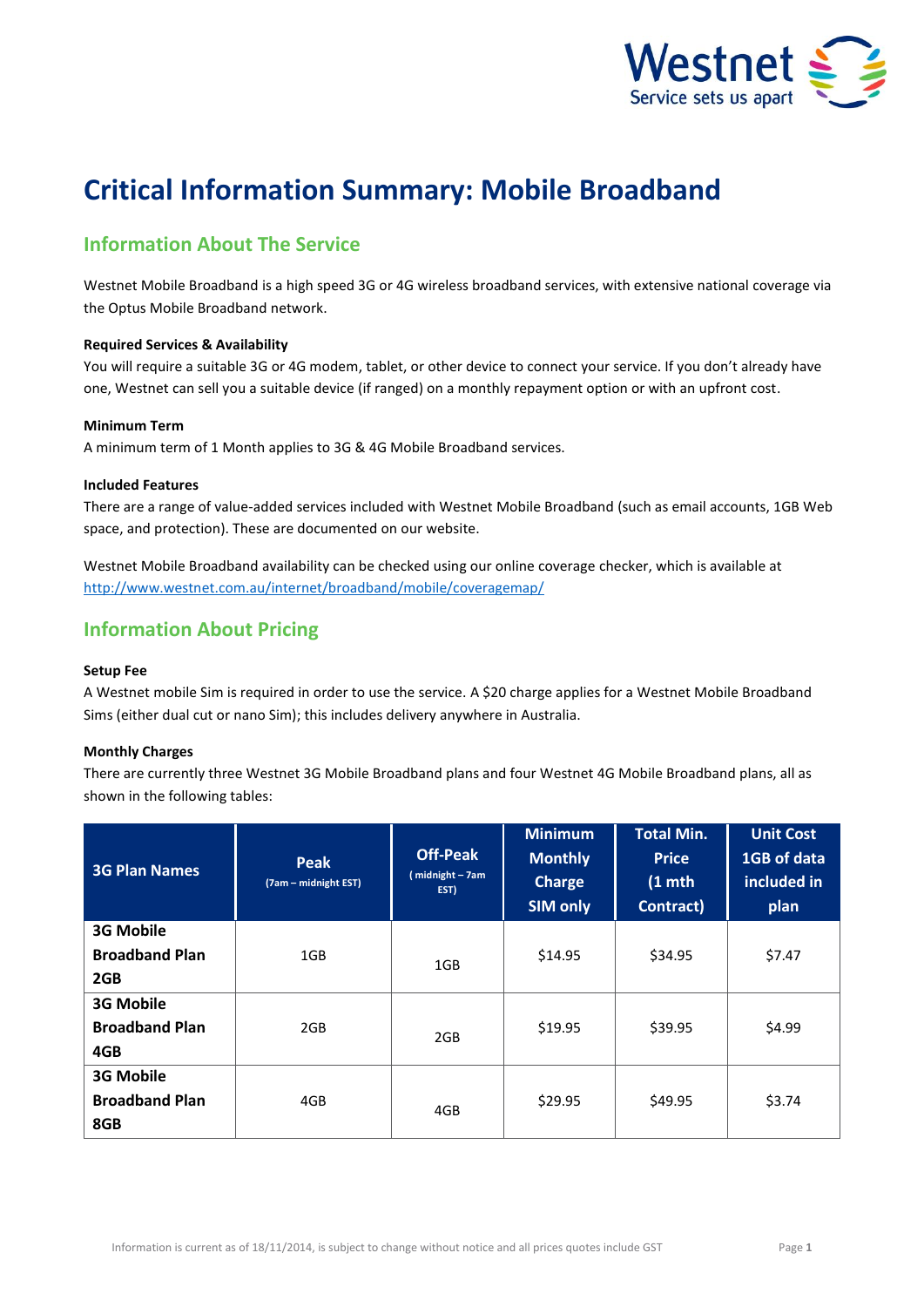# Critical Information Summary: Mobile Broadband

## Information About The Service

Westnet Mobile Broadband is a high speed 3G or 4G wireless broadband services, with extensive national coverage via the Optus Mobile Broadband network.

**Required Services & Availability**

You will require a suitable 3G or 4G modem, tablet, or other device to connect your service. If you don't already have one, Westnet can sell you a suitable device (if ranged) on a monthly repayment option or with an upfront cost.

**Minimum Term**

A minimum term of 1 Month applies to 3G & 4G Mobile Broadband services.

**Included Features**

There are a range of value-added services included with Westnet Mobile Broadband (such as email accounts, 1GB Web space, and protection). These are documented on our website.

Westnet Mobile Broadband availability can be checked using our online coverage checker, which is available at http://www.westnet.com.au/internet/broadband/mobile/coveragemap/

## Information About Pricing

**Setup Fee**

A Westnet mobile Sim is required in order to use the service. A $20 charge applies for a Westnet Mobile Broadband Sims (either dual cut or nano Sim); this includes delivery anywhere in Australia.

**Monthly Charges**

There are currently three Westnet 3G Mobile Broadband plans and four Westnet 4G Mobile Broadband plans, all as shown in the following tables:

| 3G Plan Names | Peak (7am – midnight EST) | Off-Peak ( midnight – 7am EST) | Minimum Monthly Charge SIM only | Total Min. Price (1 mth Contract) | Unit Cost 1GB of data included in plan |
|---|---|---|---|---|---|
| **3G Mobile Broadband Plan 2GB** | 1GB | 1GB | $14.95 | $34.95 | $7.47 |
| **3G Mobile Broadband Plan 4GB** | 2GB | 2GB | $19.95 | $39.95 | $4.99 |
| **3G Mobile Broadband Plan 8GB** | 4GB | 4GB | $29.95 | $49.95 | $3.74 |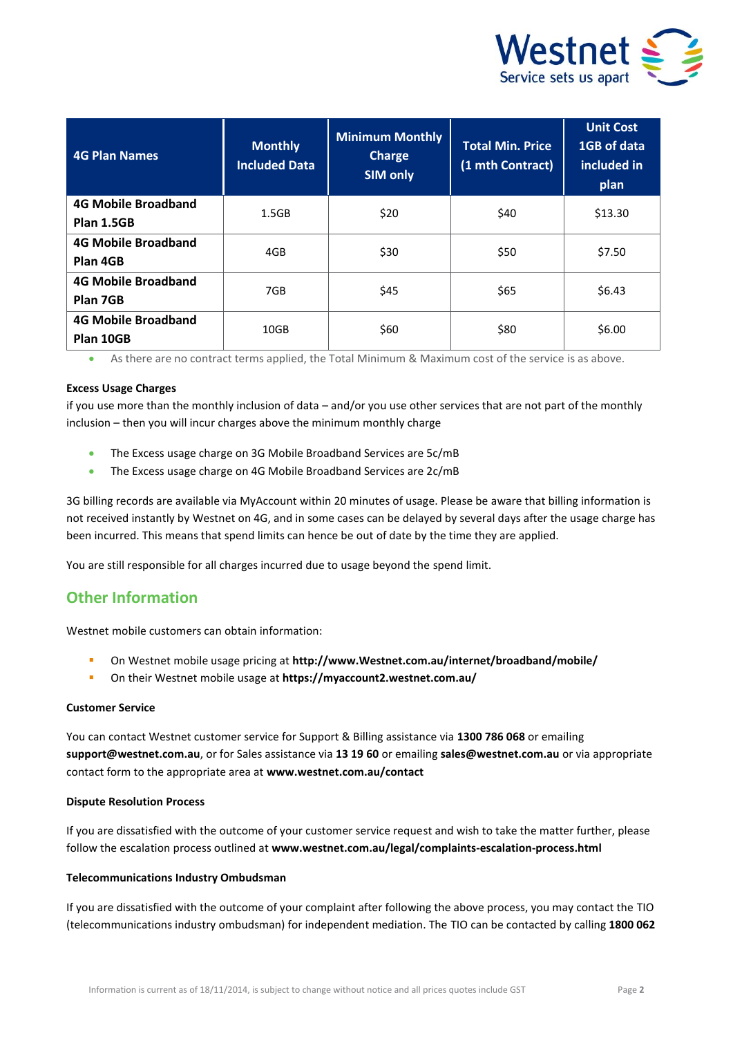| 4G Plan Names | Monthly Included Data | Minimum Monthly Charge SIM only | Total Min. Price (1 mth Contract) | Unit Cost 1GB of data included in plan |
|---|---|---|---|---|
| **4G Mobile Broadband Plan 1.5GB** | 1.5GB | $20 | $40 | $13.30 |
| **4G Mobile Broadband Plan 4GB** | 4GB | $30 | $50 | $7.50 |
| **4G Mobile Broadband Plan 7GB** | 7GB | $45 | $65 | $6.43 |
| **4G Mobile Broadband Plan 10GB** | 10GB | $60 | $80 | $6.00 |

- As there are no contract terms applied, the Total Minimum & Maximum cost of the service is as above.

**Excess Usage Charges**

if you use more than the monthly inclusion of data – and/or you use other services that are not part of the monthly inclusion – then you will incur charges above the minimum monthly charge

- The Excess usage charge on 3G Mobile Broadband Services are 5c/mB
- The Excess usage charge on 4G Mobile Broadband Services are 2c/mB

3G billing records are available via MyAccount within 20 minutes of usage. Please be aware that billing information is not received instantly by Westnet on 4G, and in some cases can be delayed by several days after the usage charge has been incurred. This means that spend limits can hence be out of date by the time they are applied.

You are still responsible for all charges incurred due to usage beyond the spend limit.

## Other Information

Westnet mobile customers can obtain information:

- On Westnet mobile usage pricing at **http://www.Westnet.com.au/internet/broadband/mobile/**
- On their Westnet mobile usage at **https://myaccount2.westnet.com.au/**

**Customer Service**

You can contact Westnet customer service for Support & Billing assistance via **1300 786 068** or emailing **support@westnet.com.au**, or for Sales assistance via **13 19 60** or emailing **sales@westnet.com.au** or via appropriate contact form to the appropriate area at **www.westnet.com.au/contact**

**Dispute Resolution Process**

If you are dissatisfied with the outcome of your customer service request and wish to take the matter further, please follow the escalation process outlined at **www.westnet.com.au/legal/complaints-escalation-process.html**

**Telecommunications Industry Ombudsman**

If you are dissatisfied with the outcome of your complaint after following the above process, you may contact the TIO (telecommunications industry ombudsman) for independent mediation. The TIO can be contacted by calling **1800 062**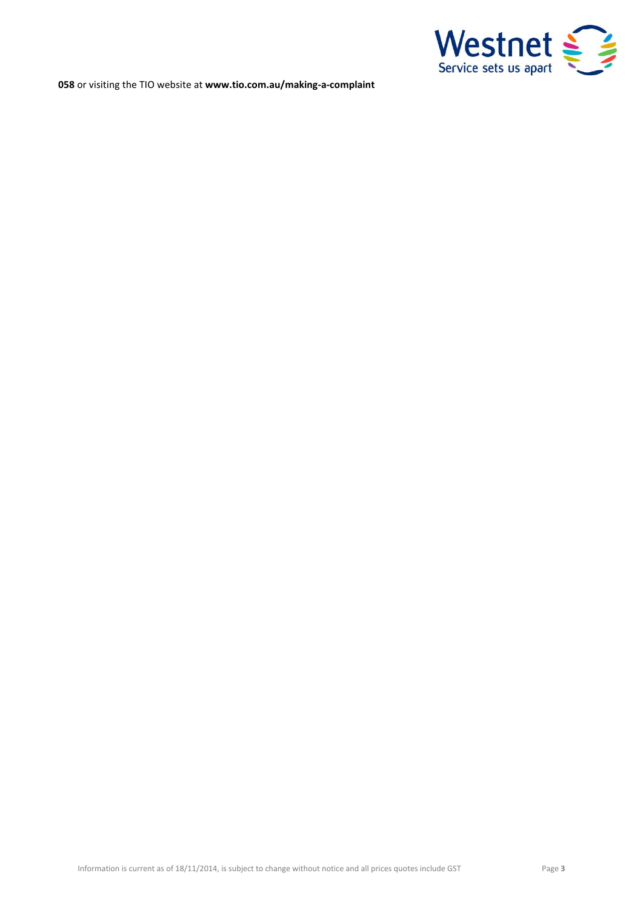**058** or visiting the TIO website at **www.tio.com.au/making-a-complaint**